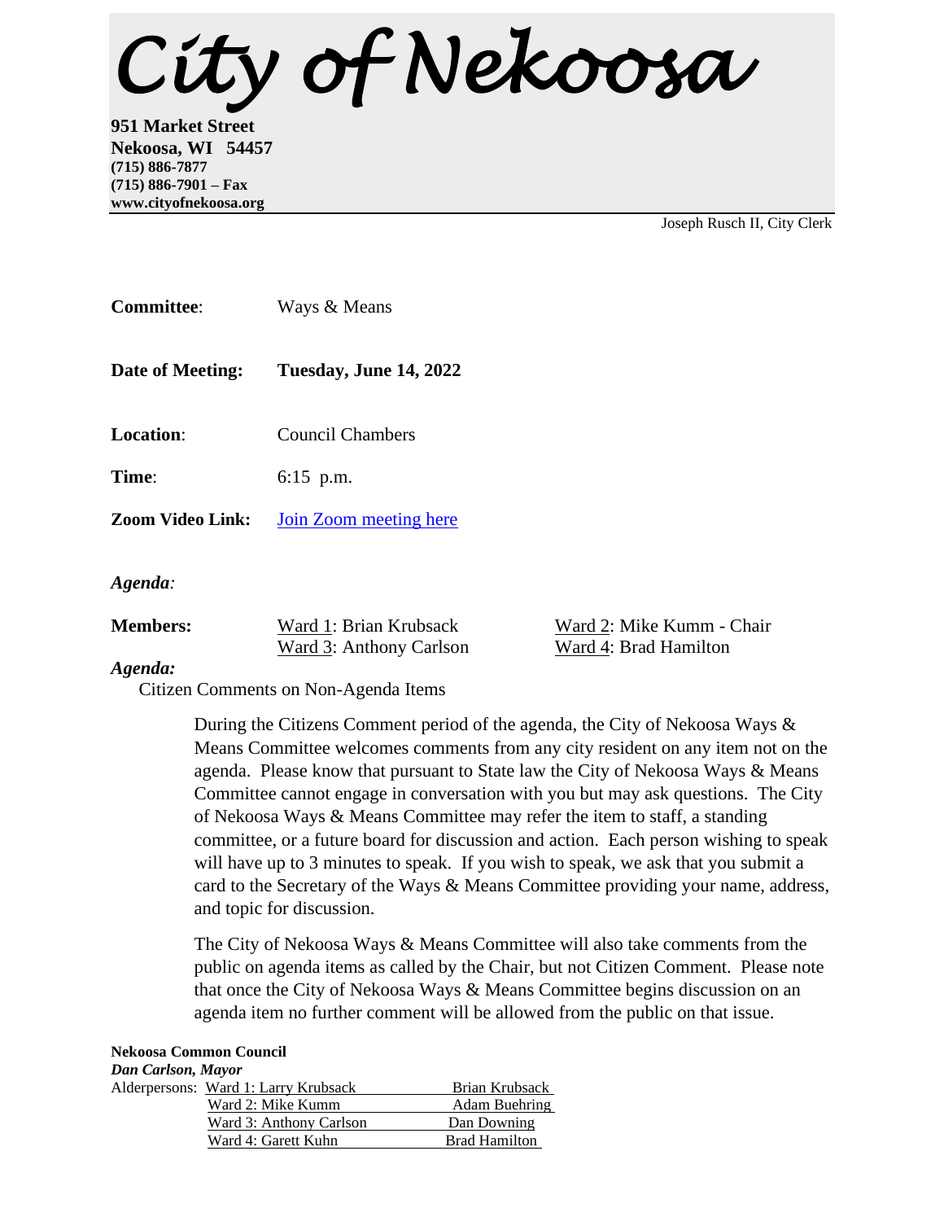# City of Nekoosa

**951 Market Street**
**Nekoosa, WI 54457**
**(715) 886-7877**
**(715) 886-7901 – Fax**
**www.cityofnekoosa.org**

Joseph Rusch II, City Clerk

**Committee**: Ways & Means

**Date of Meeting:** **Tuesday, June 14, 2022**

**Location**: Council Chambers

**Time**: 6:15 p.m.

**Zoom Video Link:** Join Zoom meeting here

*Agenda:*

**Members:** Ward 1: Brian Krubsack, Ward 2: Mike Kumm - Chair, Ward 3: Anthony Carlson, Ward 4: Brad Hamilton

*Agenda:*

Citizen Comments on Non-Agenda Items

During the Citizens Comment period of the agenda, the City of Nekoosa Ways & Means Committee welcomes comments from any city resident on any item not on the agenda. Please know that pursuant to State law the City of Nekoosa Ways & Means Committee cannot engage in conversation with you but may ask questions. The City of Nekoosa Ways & Means Committee may refer the item to staff, a standing committee, or a future board for discussion and action. Each person wishing to speak will have up to 3 minutes to speak. If you wish to speak, we ask that you submit a card to the Secretary of the Ways & Means Committee providing your name, address, and topic for discussion.

The City of Nekoosa Ways & Means Committee will also take comments from the public on agenda items as called by the Chair, but not Citizen Comment. Please note that once the City of Nekoosa Ways & Means Committee begins discussion on an agenda item no further comment will be allowed from the public on that issue.

**Nekoosa Common Council**
***Dan Carlson, Mayor***

| Alderpersons: | |
|---|---|
| Ward 1: Larry Krubsack | Brian Krubsack |
| Ward 2: Mike Kumm | Adam Buehring |
| Ward 3: Anthony Carlson | Dan Downing |
| Ward 4: Garett Kuhn | Brad Hamilton |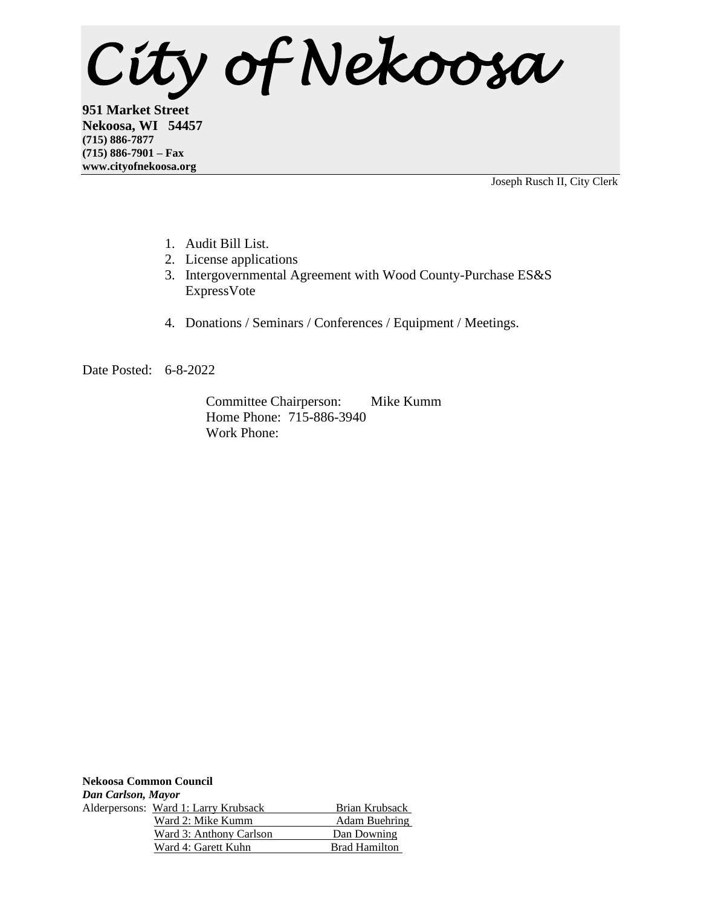# *City of Nekoosa*

**951 Market Street**
**Nekoosa, WI 54457**
**(715) 886-7877**
**(715) 886-7901 – Fax**
**www.cityofnekoosa.org**

Joseph Rusch II, City Clerk

1. Audit Bill List.
2. License applications
3. Intergovernmental Agreement with Wood County-Purchase ES&S ExpressVote
4. Donations / Seminars / Conferences / Equipment / Meetings.

Date Posted: 6-8-2022

Committee Chairperson: Mike Kumm
Home Phone: 715-886-3940
Work Phone:

**Nekoosa Common Council**
***Dan Carlson, Mayor***

| | | |
|---|---|---|
| Alderpersons: | Ward 1: Larry Krubsack | Brian Krubsack |
| | Ward 2: Mike Kumm | Adam Buehring |
| | Ward 3: Anthony Carlson | Dan Downing |
| | Ward 4: Garett Kuhn | Brad Hamilton |